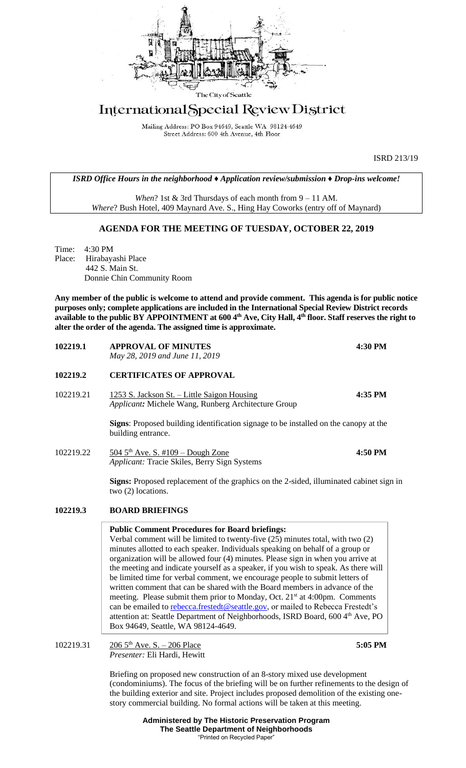The City of Seattle

# International Special Review District

Mailing Address: PO Box 94649, Seattle WA 98124-4649
Street Address: 600 4th Avenue, 4th Floor

ISRD 213/19

*ISRD Office Hours in the neighborhood ♦ Application review/submission ♦ Drop-ins welcome!*

*When*? 1st & 3rd Thursdays of each month from 9 – 11 AM.
*Where*? Bush Hotel, 409 Maynard Ave. S., Hing Hay Coworks (entry off of Maynard)

## AGENDA FOR THE MEETING OF TUESDAY, OCTOBER 22, 2019

Time: 4:30 PM
Place: Hirabayashi Place
442 S. Main St.
Donnie Chin Community Room

**Any member of the public is welcome to attend and provide comment. This agenda is for public notice purposes only; complete applications are included in the International Special Review District records available to the public BY APPOINTMENT at 600 4th Ave, City Hall, 4th floor. Staff reserves the right to alter the order of the agenda. The assigned time is approximate.**

**102219.1 APPROVAL OF MINUTES** — **4:30 PM**
*May 28, 2019 and June 11, 2019*

**102219.2 CERTIFICATES OF APPROVAL**

102219.21 1253 S. Jackson St. – Little Saigon Housing — **4:35 PM**
*Applicant:* Michele Wang, Runberg Architecture Group

**Signs**: Proposed building identification signage to be installed on the canopy at the building entrance.

102219.22 504 5th Ave. S. #109 – Dough Zone — **4:50 PM**
*Applicant:* Tracie Skiles, Berry Sign Systems

**Signs:** Proposed replacement of the graphics on the 2-sided, illuminated cabinet sign in two (2) locations.

**102219.3 BOARD BRIEFINGS**

**Public Comment Procedures for Board briefings:**
Verbal comment will be limited to twenty-five (25) minutes total, with two (2) minutes allotted to each speaker. Individuals speaking on behalf of a group or organization will be allowed four (4) minutes. Please sign in when you arrive at the meeting and indicate yourself as a speaker, if you wish to speak. As there will be limited time for verbal comment, we encourage people to submit letters of written comment that can be shared with the Board members in advance of the meeting. Please submit them prior to Monday, Oct. 21st at 4:00pm. Comments can be emailed to rebecca.frestedt@seattle.gov, or mailed to Rebecca Frestedt's attention at: Seattle Department of Neighborhoods, ISRD Board, 600 4th Ave, PO Box 94649, Seattle, WA 98124-4649.

102219.31 206 5th Ave. S. – 206 Place — **5:05 PM**
*Presenter:* Eli Hardi, Hewitt

Briefing on proposed new construction of an 8-story mixed use development (condominiums). The focus of the briefing will be on further refinements to the design of the building exterior and site. Project includes proposed demolition of the existing one-story commercial building. No formal actions will be taken at this meeting.

**Administered by The Historic Preservation Program**
**The Seattle Department of Neighborhoods**
"Printed on Recycled Paper"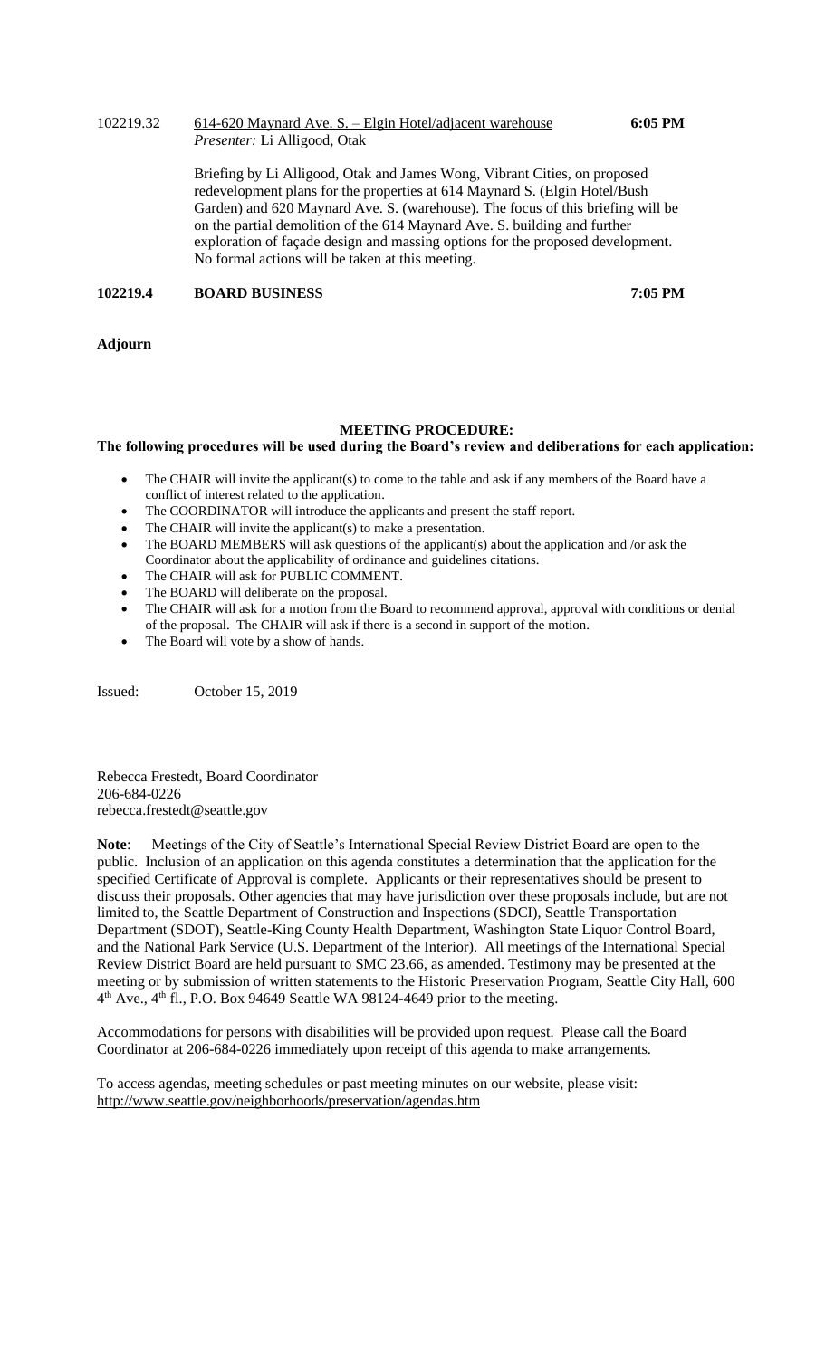102219.32 614-620 Maynard Ave. S. – Elgin Hotel/adjacent warehouse **6:05 PM**
*Presenter:* Li Alligood, Otak

Briefing by Li Alligood, Otak and James Wong, Vibrant Cities, on proposed redevelopment plans for the properties at 614 Maynard S. (Elgin Hotel/Bush Garden) and 620 Maynard Ave. S. (warehouse). The focus of this briefing will be on the partial demolition of the 614 Maynard Ave. S. building and further exploration of façade design and massing options for the proposed development. No formal actions will be taken at this meeting.

**102219.4 BOARD BUSINESS 7:05 PM**

**Adjourn**

**MEETING PROCEDURE:**

**The following procedures will be used during the Board's review and deliberations for each application:**

- The CHAIR will invite the applicant(s) to come to the table and ask if any members of the Board have a conflict of interest related to the application.
- The COORDINATOR will introduce the applicants and present the staff report.
- The CHAIR will invite the applicant(s) to make a presentation.
- The BOARD MEMBERS will ask questions of the applicant(s) about the application and /or ask the Coordinator about the applicability of ordinance and guidelines citations.
- The CHAIR will ask for PUBLIC COMMENT.
- The BOARD will deliberate on the proposal.
- The CHAIR will ask for a motion from the Board to recommend approval, approval with conditions or denial of the proposal. The CHAIR will ask if there is a second in support of the motion.
- The Board will vote by a show of hands.

Issued: October 15, 2019

Rebecca Frestedt, Board Coordinator
206-684-0226
rebecca.frestedt@seattle.gov

**Note**: Meetings of the City of Seattle's International Special Review District Board are open to the public. Inclusion of an application on this agenda constitutes a determination that the application for the specified Certificate of Approval is complete. Applicants or their representatives should be present to discuss their proposals. Other agencies that may have jurisdiction over these proposals include, but are not limited to, the Seattle Department of Construction and Inspections (SDCI), Seattle Transportation Department (SDOT), Seattle-King County Health Department, Washington State Liquor Control Board, and the National Park Service (U.S. Department of the Interior). All meetings of the International Special Review District Board are held pursuant to SMC 23.66, as amended. Testimony may be presented at the meeting or by submission of written statements to the Historic Preservation Program, Seattle City Hall, 600 4th Ave., 4th fl., P.O. Box 94649 Seattle WA 98124-4649 prior to the meeting.

Accommodations for persons with disabilities will be provided upon request. Please call the Board Coordinator at 206-684-0226 immediately upon receipt of this agenda to make arrangements.

To access agendas, meeting schedules or past meeting minutes on our website, please visit: http://www.seattle.gov/neighborhoods/preservation/agendas.htm